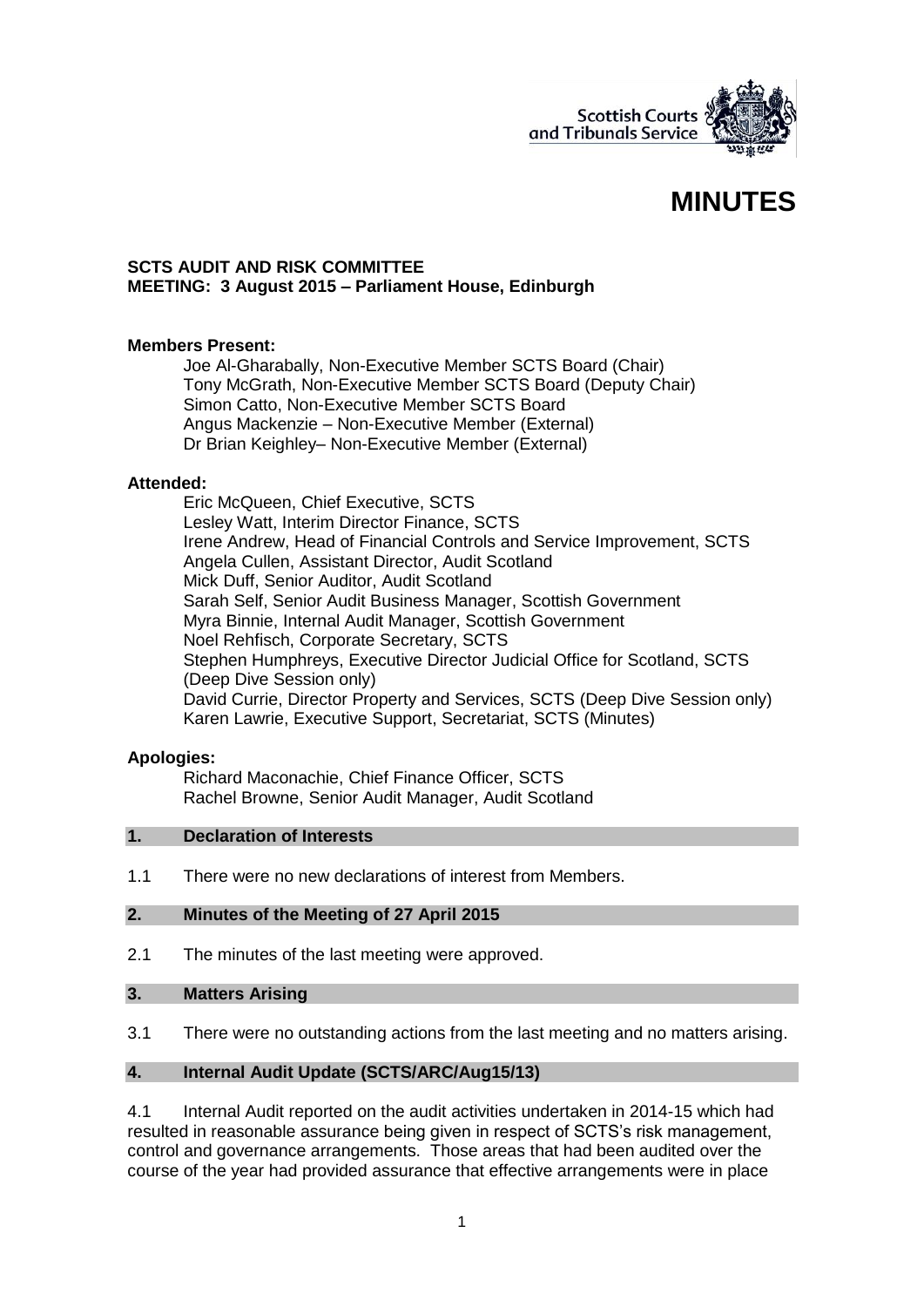Scottish Courts and Tribunals Service

# MINUTES

**SCTS AUDIT AND RISK COMMITTEE**
**MEETING: 3 August 2015 – Parliament House, Edinburgh**

**Members Present:**

Joe Al-Gharabally, Non-Executive Member SCTS Board (Chair)
Tony McGrath, Non-Executive Member SCTS Board (Deputy Chair)
Simon Catto, Non-Executive Member SCTS Board
Angus Mackenzie – Non-Executive Member (External)
Dr Brian Keighley– Non-Executive Member (External)

**Attended:**

Eric McQueen, Chief Executive, SCTS
Lesley Watt, Interim Director Finance, SCTS
Irene Andrew, Head of Financial Controls and Service Improvement, SCTS
Angela Cullen, Assistant Director, Audit Scotland
Mick Duff, Senior Auditor, Audit Scotland
Sarah Self, Senior Audit Business Manager, Scottish Government
Myra Binnie, Internal Audit Manager, Scottish Government
Noel Rehfisch, Corporate Secretary, SCTS
Stephen Humphreys, Executive Director Judicial Office for Scotland, SCTS (Deep Dive Session only)
David Currie, Director Property and Services, SCTS (Deep Dive Session only)
Karen Lawrie, Executive Support, Secretariat, SCTS (Minutes)

**Apologies:**

Richard Maconachie, Chief Finance Officer, SCTS
Rachel Browne, Senior Audit Manager, Audit Scotland

## 1. Declaration of Interests

1.1 There were no new declarations of interest from Members.

## 2. Minutes of the Meeting of 27 April 2015

2.1 The minutes of the last meeting were approved.

## 3. Matters Arising

3.1 There were no outstanding actions from the last meeting and no matters arising.

## 4. Internal Audit Update (SCTS/ARC/Aug15/13)

4.1 Internal Audit reported on the audit activities undertaken in 2014-15 which had resulted in reasonable assurance being given in respect of SCTS's risk management, control and governance arrangements. Those areas that had been audited over the course of the year had provided assurance that effective arrangements were in place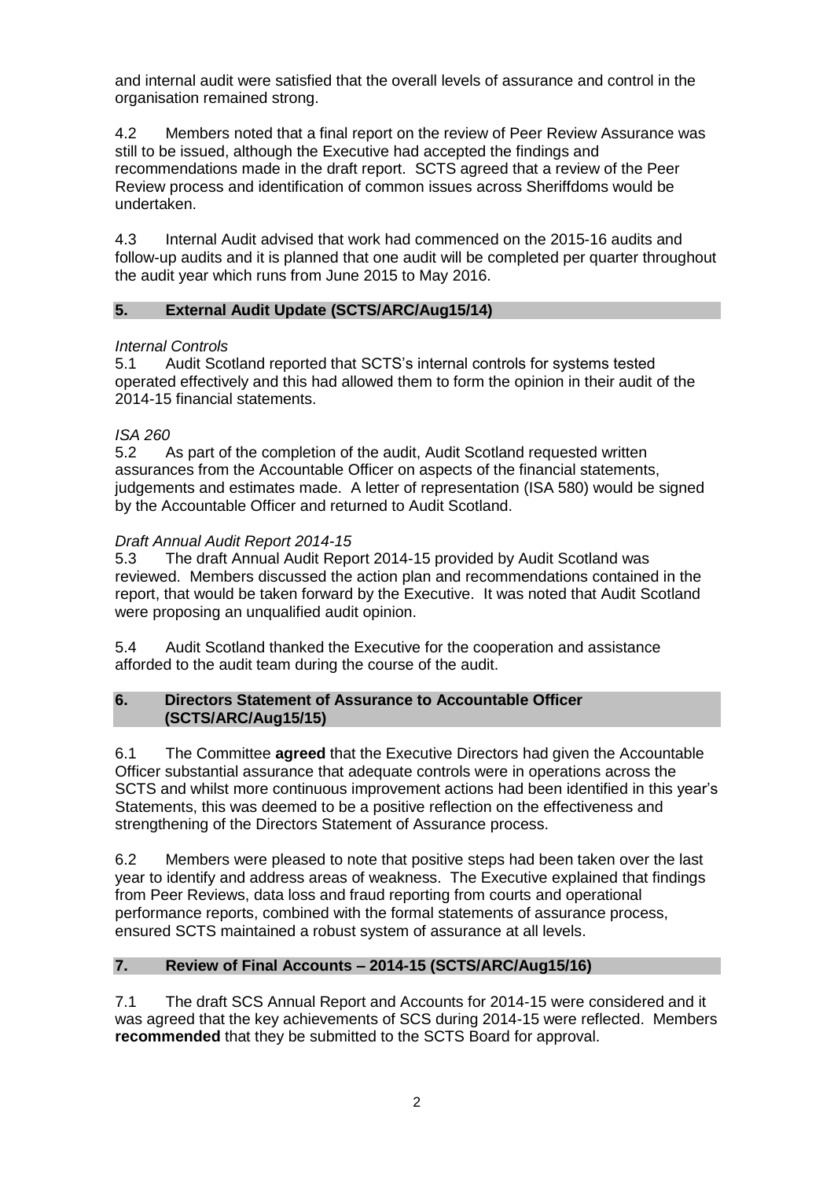and internal audit were satisfied that the overall levels of assurance and control in the organisation remained strong.

4.2 Members noted that a final report on the review of Peer Review Assurance was still to be issued, although the Executive had accepted the findings and recommendations made in the draft report. SCTS agreed that a review of the Peer Review process and identification of common issues across Sheriffdoms would be undertaken.

4.3 Internal Audit advised that work had commenced on the 2015-16 audits and follow-up audits and it is planned that one audit will be completed per quarter throughout the audit year which runs from June 2015 to May 2016.

## 5. External Audit Update (SCTS/ARC/Aug15/14)

*Internal Controls*

5.1 Audit Scotland reported that SCTS's internal controls for systems tested operated effectively and this had allowed them to form the opinion in their audit of the 2014-15 financial statements.

*ISA 260*

5.2 As part of the completion of the audit, Audit Scotland requested written assurances from the Accountable Officer on aspects of the financial statements, judgements and estimates made. A letter of representation (ISA 580) would be signed by the Accountable Officer and returned to Audit Scotland.

*Draft Annual Audit Report 2014-15*

5.3 The draft Annual Audit Report 2014-15 provided by Audit Scotland was reviewed. Members discussed the action plan and recommendations contained in the report, that would be taken forward by the Executive. It was noted that Audit Scotland were proposing an unqualified audit opinion.

5.4 Audit Scotland thanked the Executive for the cooperation and assistance afforded to the audit team during the course of the audit.

## 6. Directors Statement of Assurance to Accountable Officer (SCTS/ARC/Aug15/15)

6.1 The Committee **agreed** that the Executive Directors had given the Accountable Officer substantial assurance that adequate controls were in operations across the SCTS and whilst more continuous improvement actions had been identified in this year's Statements, this was deemed to be a positive reflection on the effectiveness and strengthening of the Directors Statement of Assurance process.

6.2 Members were pleased to note that positive steps had been taken over the last year to identify and address areas of weakness. The Executive explained that findings from Peer Reviews, data loss and fraud reporting from courts and operational performance reports, combined with the formal statements of assurance process, ensured SCTS maintained a robust system of assurance at all levels.

## 7. Review of Final Accounts – 2014-15 (SCTS/ARC/Aug15/16)

7.1 The draft SCS Annual Report and Accounts for 2014-15 were considered and it was agreed that the key achievements of SCS during 2014-15 were reflected. Members **recommended** that they be submitted to the SCTS Board for approval.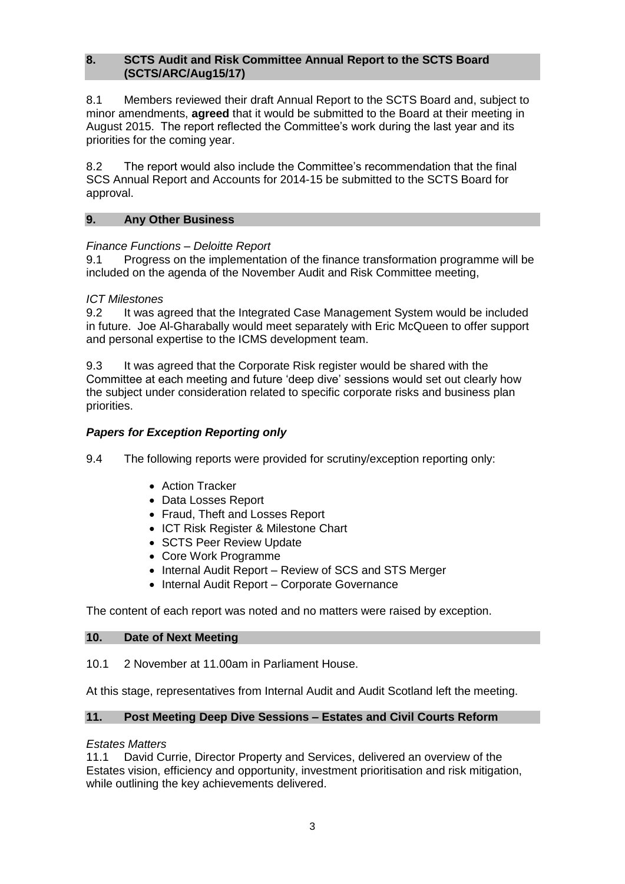## 8. SCTS Audit and Risk Committee Annual Report to the SCTS Board (SCTS/ARC/Aug15/17)

8.1 Members reviewed their draft Annual Report to the SCTS Board and, subject to minor amendments, **agreed** that it would be submitted to the Board at their meeting in August 2015. The report reflected the Committee's work during the last year and its priorities for the coming year.

8.2 The report would also include the Committee's recommendation that the final SCS Annual Report and Accounts for 2014-15 be submitted to the SCTS Board for approval.

## 9. Any Other Business

*Finance Functions – Deloitte Report*

9.1 Progress on the implementation of the finance transformation programme will be included on the agenda of the November Audit and Risk Committee meeting,

*ICT Milestones*

9.2 It was agreed that the Integrated Case Management System would be included in future. Joe Al-Gharabally would meet separately with Eric McQueen to offer support and personal expertise to the ICMS development team.

9.3 It was agreed that the Corporate Risk register would be shared with the Committee at each meeting and future 'deep dive' sessions would set out clearly how the subject under consideration related to specific corporate risks and business plan priorities.

### *Papers for Exception Reporting only*

9.4 The following reports were provided for scrutiny/exception reporting only:

- Action Tracker
- Data Losses Report
- Fraud, Theft and Losses Report
- ICT Risk Register & Milestone Chart
- SCTS Peer Review Update
- Core Work Programme
- Internal Audit Report – Review of SCS and STS Merger
- Internal Audit Report – Corporate Governance

The content of each report was noted and no matters were raised by exception.

## 10. Date of Next Meeting

10.1 2 November at 11.00am in Parliament House.

At this stage, representatives from Internal Audit and Audit Scotland left the meeting.

## 11. Post Meeting Deep Dive Sessions – Estates and Civil Courts Reform

*Estates Matters*

11.1 David Currie, Director Property and Services, delivered an overview of the Estates vision, efficiency and opportunity, investment prioritisation and risk mitigation, while outlining the key achievements delivered.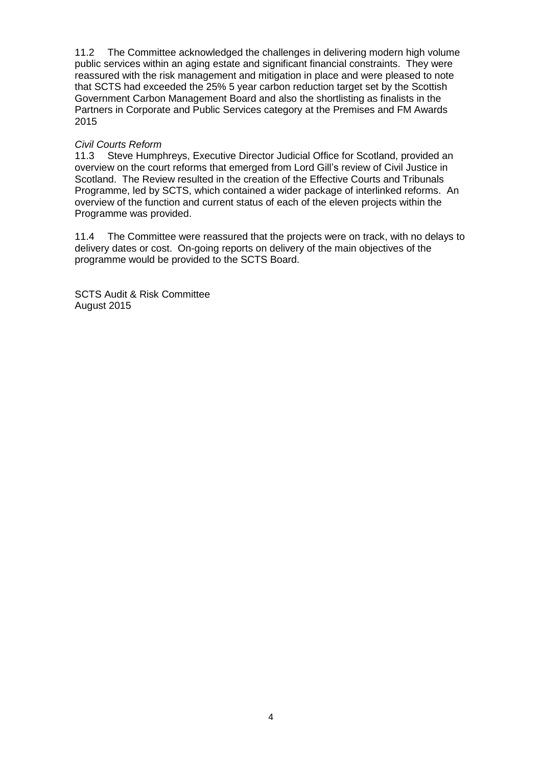11.2 The Committee acknowledged the challenges in delivering modern high volume public services within an aging estate and significant financial constraints. They were reassured with the risk management and mitigation in place and were pleased to note that SCTS had exceeded the 25% 5 year carbon reduction target set by the Scottish Government Carbon Management Board and also the shortlisting as finalists in the Partners in Corporate and Public Services category at the Premises and FM Awards 2015

*Civil Courts Reform*

11.3 Steve Humphreys, Executive Director Judicial Office for Scotland, provided an overview on the court reforms that emerged from Lord Gill's review of Civil Justice in Scotland. The Review resulted in the creation of the Effective Courts and Tribunals Programme, led by SCTS, which contained a wider package of interlinked reforms. An overview of the function and current status of each of the eleven projects within the Programme was provided.

11.4 The Committee were reassured that the projects were on track, with no delays to delivery dates or cost. On-going reports on delivery of the main objectives of the programme would be provided to the SCTS Board.

SCTS Audit & Risk Committee
August 2015